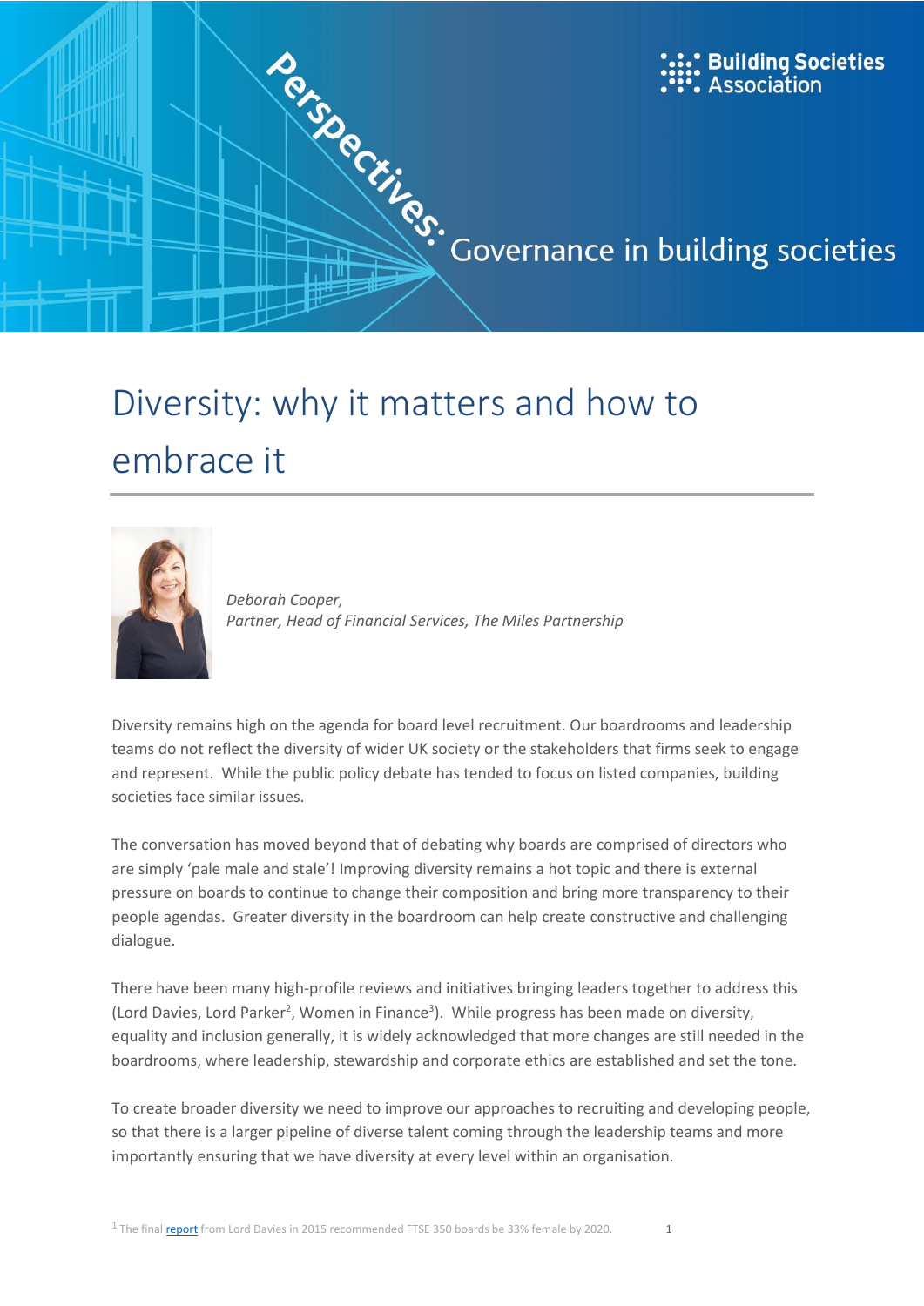Perspectives: Governance in building societies

# Diversity: why it matters and how to embrace it

*Deborah Cooper,*
*Partner, Head of Financial Services, The Miles Partnership*

Diversity remains high on the agenda for board level recruitment. Our boardrooms and leadership teams do not reflect the diversity of wider UK society or the stakeholders that firms seek to engage and represent. While the public policy debate has tended to focus on listed companies, building societies face similar issues.

The conversation has moved beyond that of debating why boards are comprised of directors who are simply 'pale male and stale'! Improving diversity remains a hot topic and there is external pressure on boards to continue to change their composition and bring more transparency to their people agendas. Greater diversity in the boardroom can help create constructive and challenging dialogue.

There have been many high-profile reviews and initiatives bringing leaders together to address this (Lord Davies, Lord Parker[2], Women in Finance[3]). While progress has been made on diversity, equality and inclusion generally, it is widely acknowledged that more changes are still needed in the boardrooms, where leadership, stewardship and corporate ethics are established and set the tone.

To create broader diversity we need to improve our approaches to recruiting and developing people, so that there is a larger pipeline of diverse talent coming through the leadership teams and more importantly ensuring that we have diversity at every level within an organisation.

[1] The final report from Lord Davies in 2015 recommended FTSE 350 boards be 33% female by 2020.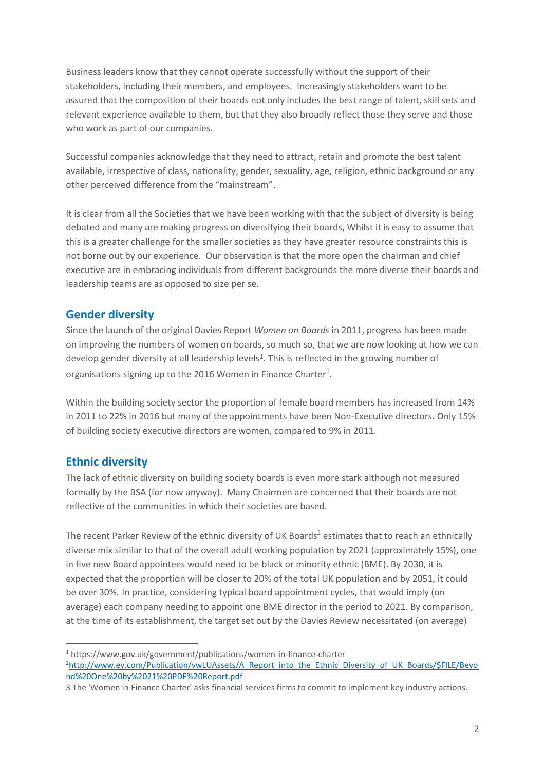Business leaders know that they cannot operate successfully without the support of their stakeholders, including their members, and employees. Increasingly stakeholders want to be assured that the composition of their boards not only includes the best range of talent, skill sets and relevant experience available to them, but that they also broadly reflect those they serve and those who work as part of our companies.

Successful companies acknowledge that they need to attract, retain and promote the best talent available, irrespective of class, nationality, gender, sexuality, age, religion, ethnic background or any other perceived difference from the "mainstream".

It is clear from all the Societies that we have been working with that the subject of diversity is being debated and many are making progress on diversifying their boards, Whilst it is easy to assume that this is a greater challenge for the smaller societies as they have greater resource constraints this is not borne out by our experience. Our observation is that the more open the chairman and chief executive are in embracing individuals from different backgrounds the more diverse their boards and leadership teams are as opposed to size per se.

## Gender diversity

Since the launch of the original Davies Report *Women on Boards* in 2011, progress has been made on improving the numbers of women on boards, so much so, that we are now looking at how we can develop gender diversity at all leadership levels[1]. This is reflected in the growing number of organisations signing up to the 2016 Women in Finance Charter[1].

Within the building society sector the proportion of female board members has increased from 14% in 2011 to 22% in 2016 but many of the appointments have been Non-Executive directors. Only 15% of building society executive directors are women, compared to 9% in 2011.

## Ethnic diversity

The lack of ethnic diversity on building society boards is even more stark although not measured formally by the BSA (for now anyway). Many Chairmen are concerned that their boards are not reflective of the communities in which their societies are based.

The recent Parker Review of the ethnic diversity of UK Boards[2] estimates that to reach an ethnically diverse mix similar to that of the overall adult working population by 2021 (approximately 15%), one in five new Board appointees would need to be black or minority ethnic (BME). By 2030, it is expected that the proportion will be closer to 20% of the total UK population and by 2051, it could be over 30%. In practice, considering typical board appointment cycles, that would imply (on average) each company needing to appoint one BME director in the period to 2021. By comparison, at the time of its establishment, the target set out by the Davies Review necessitated (on average)

---

[1] https://www.gov.uk/government/publications/women-in-finance-charter

[2] http://www.ey.com/Publication/vwLUAssets/A_Report_into_the_Ethnic_Diversity_of_UK_Boards/$FILE/Beyond%20One%20by%2021%20PDF%20Report.pdf

3 The 'Women in Finance Charter' asks financial services firms to commit to implement key industry actions.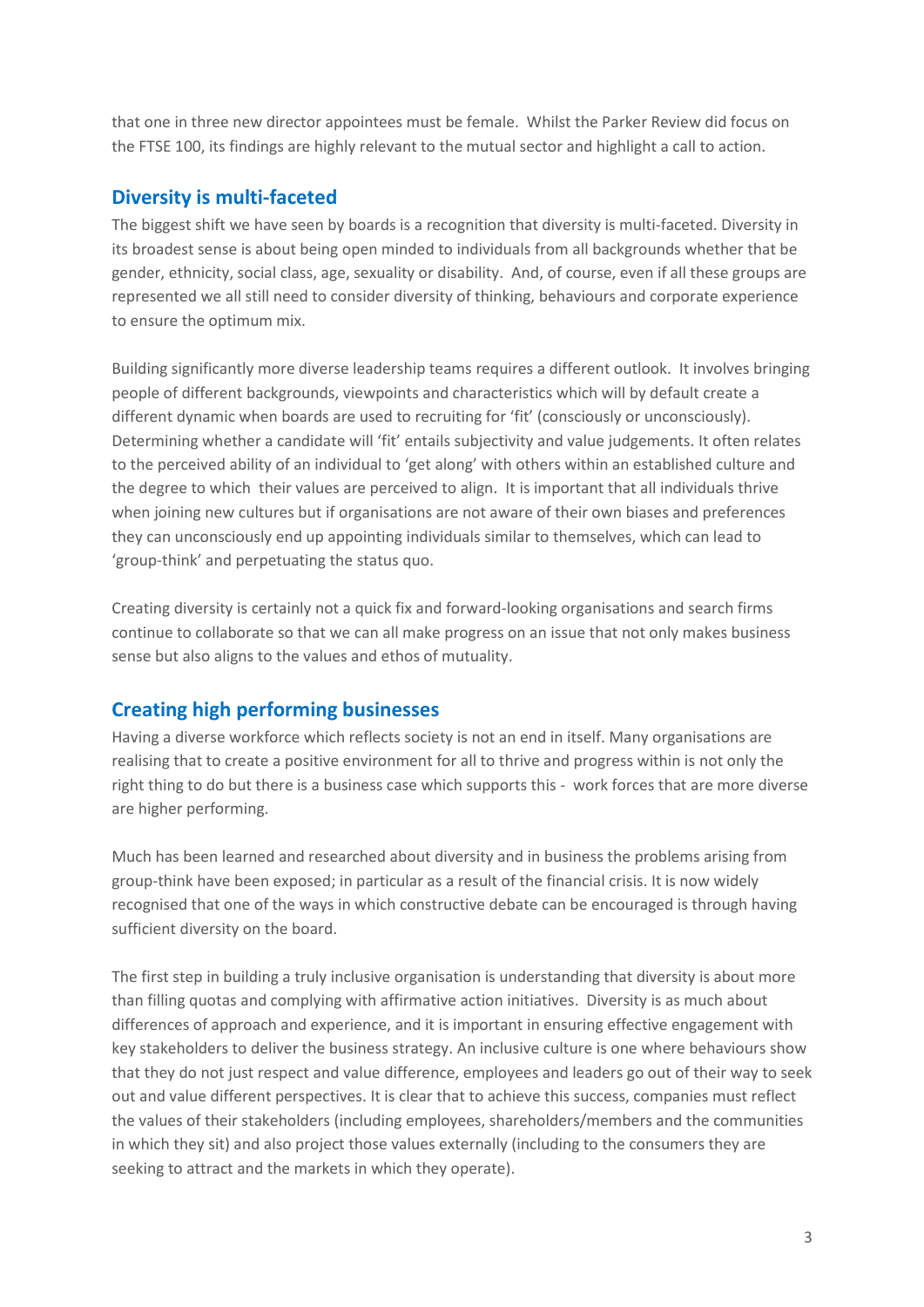that one in three new director appointees must be female. Whilst the Parker Review did focus on the FTSE 100, its findings are highly relevant to the mutual sector and highlight a call to action.

## Diversity is multi-faceted

The biggest shift we have seen by boards is a recognition that diversity is multi-faceted. Diversity in its broadest sense is about being open minded to individuals from all backgrounds whether that be gender, ethnicity, social class, age, sexuality or disability. And, of course, even if all these groups are represented we all still need to consider diversity of thinking, behaviours and corporate experience to ensure the optimum mix.

Building significantly more diverse leadership teams requires a different outlook. It involves bringing people of different backgrounds, viewpoints and characteristics which will by default create a different dynamic when boards are used to recruiting for 'fit' (consciously or unconsciously). Determining whether a candidate will 'fit' entails subjectivity and value judgements. It often relates to the perceived ability of an individual to 'get along' with others within an established culture and the degree to which their values are perceived to align. It is important that all individuals thrive when joining new cultures but if organisations are not aware of their own biases and preferences they can unconsciously end up appointing individuals similar to themselves, which can lead to 'group-think' and perpetuating the status quo.

Creating diversity is certainly not a quick fix and forward-looking organisations and search firms continue to collaborate so that we can all make progress on an issue that not only makes business sense but also aligns to the values and ethos of mutuality.

## Creating high performing businesses

Having a diverse workforce which reflects society is not an end in itself. Many organisations are realising that to create a positive environment for all to thrive and progress within is not only the right thing to do but there is a business case which supports this - work forces that are more diverse are higher performing.

Much has been learned and researched about diversity and in business the problems arising from group-think have been exposed; in particular as a result of the financial crisis. It is now widely recognised that one of the ways in which constructive debate can be encouraged is through having sufficient diversity on the board.

The first step in building a truly inclusive organisation is understanding that diversity is about more than filling quotas and complying with affirmative action initiatives. Diversity is as much about differences of approach and experience, and it is important in ensuring effective engagement with key stakeholders to deliver the business strategy. An inclusive culture is one where behaviours show that they do not just respect and value difference, employees and leaders go out of their way to seek out and value different perspectives. It is clear that to achieve this success, companies must reflect the values of their stakeholders (including employees, shareholders/members and the communities in which they sit) and also project those values externally (including to the consumers they are seeking to attract and the markets in which they operate).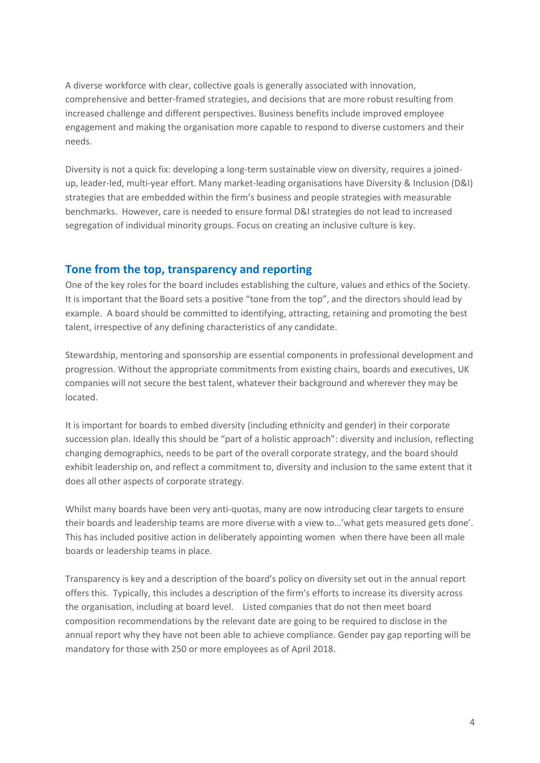A diverse workforce with clear, collective goals is generally associated with innovation, comprehensive and better-framed strategies, and decisions that are more robust resulting from increased challenge and different perspectives. Business benefits include improved employee engagement and making the organisation more capable to respond to diverse customers and their needs.

Diversity is not a quick fix: developing a long-term sustainable view on diversity, requires a joined-up, leader-led, multi-year effort. Many market-leading organisations have Diversity & Inclusion (D&I) strategies that are embedded within the firm's business and people strategies with measurable benchmarks. However, care is needed to ensure formal D&I strategies do not lead to increased segregation of individual minority groups. Focus on creating an inclusive culture is key.

## Tone from the top, transparency and reporting

One of the key roles for the board includes establishing the culture, values and ethics of the Society. It is important that the Board sets a positive "tone from the top", and the directors should lead by example. A board should be committed to identifying, attracting, retaining and promoting the best talent, irrespective of any defining characteristics of any candidate.

Stewardship, mentoring and sponsorship are essential components in professional development and progression. Without the appropriate commitments from existing chairs, boards and executives, UK companies will not secure the best talent, whatever their background and wherever they may be located.

It is important for boards to embed diversity (including ethnicity and gender) in their corporate succession plan. Ideally this should be "part of a holistic approach": diversity and inclusion, reflecting changing demographics, needs to be part of the overall corporate strategy, and the board should exhibit leadership on, and reflect a commitment to, diversity and inclusion to the same extent that it does all other aspects of corporate strategy.

Whilst many boards have been very anti-quotas, many are now introducing clear targets to ensure their boards and leadership teams are more diverse with a view to…'what gets measured gets done'. This has included positive action in deliberately appointing women when there have been all male boards or leadership teams in place.

Transparency is key and a description of the board's policy on diversity set out in the annual report offers this. Typically, this includes a description of the firm's efforts to increase its diversity across the organisation, including at board level. Listed companies that do not then meet board composition recommendations by the relevant date are going to be required to disclose in the annual report why they have not been able to achieve compliance. Gender pay gap reporting will be mandatory for those with 250 or more employees as of April 2018.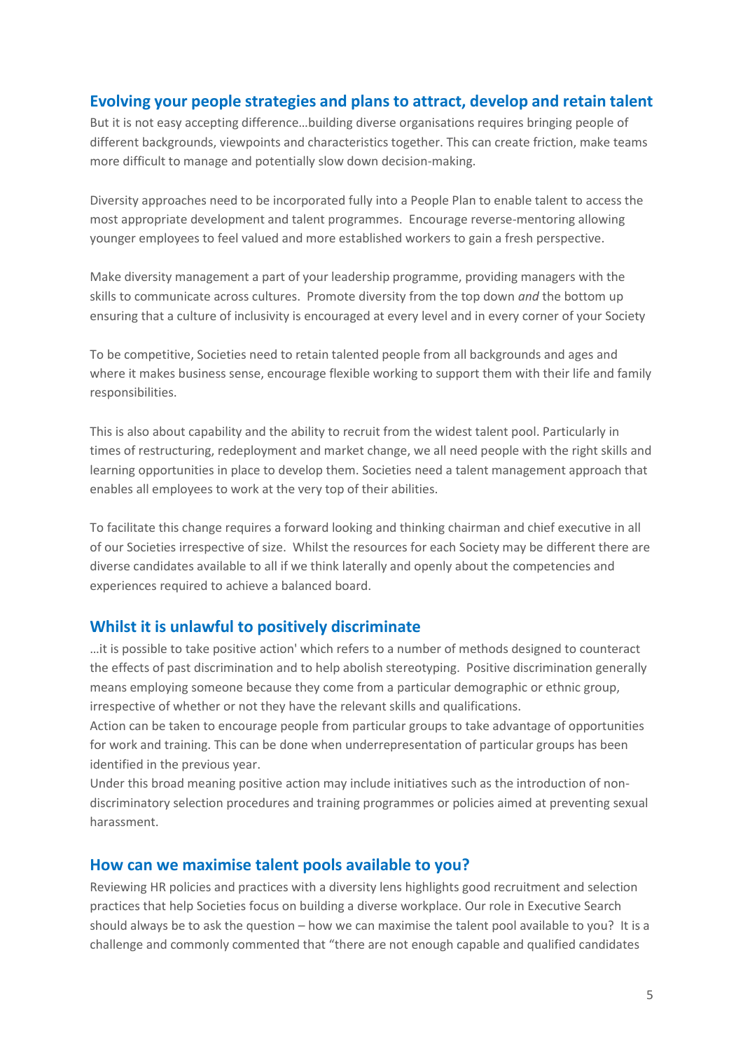## Evolving your people strategies and plans to attract, develop and retain talent

But it is not easy accepting difference…building diverse organisations requires bringing people of different backgrounds, viewpoints and characteristics together. This can create friction, make teams more difficult to manage and potentially slow down decision-making.

Diversity approaches need to be incorporated fully into a People Plan to enable talent to access the most appropriate development and talent programmes. Encourage reverse-mentoring allowing younger employees to feel valued and more established workers to gain a fresh perspective.

Make diversity management a part of your leadership programme, providing managers with the skills to communicate across cultures. Promote diversity from the top down *and* the bottom up ensuring that a culture of inclusivity is encouraged at every level and in every corner of your Society

To be competitive, Societies need to retain talented people from all backgrounds and ages and where it makes business sense, encourage flexible working to support them with their life and family responsibilities.

This is also about capability and the ability to recruit from the widest talent pool. Particularly in times of restructuring, redeployment and market change, we all need people with the right skills and learning opportunities in place to develop them. Societies need a talent management approach that enables all employees to work at the very top of their abilities.

To facilitate this change requires a forward looking and thinking chairman and chief executive in all of our Societies irrespective of size. Whilst the resources for each Society may be different there are diverse candidates available to all if we think laterally and openly about the competencies and experiences required to achieve a balanced board.

## Whilst it is unlawful to positively discriminate

…it is possible to take positive action' which refers to a number of methods designed to counteract the effects of past discrimination and to help abolish stereotyping. Positive discrimination generally means employing someone because they come from a particular demographic or ethnic group, irrespective of whether or not they have the relevant skills and qualifications.

Action can be taken to encourage people from particular groups to take advantage of opportunities for work and training. This can be done when underrepresentation of particular groups has been identified in the previous year.

Under this broad meaning positive action may include initiatives such as the introduction of non-discriminatory selection procedures and training programmes or policies aimed at preventing sexual harassment.

## How can we maximise talent pools available to you?

Reviewing HR policies and practices with a diversity lens highlights good recruitment and selection practices that help Societies focus on building a diverse workplace. Our role in Executive Search should always be to ask the question – how we can maximise the talent pool available to you? It is a challenge and commonly commented that "there are not enough capable and qualified candidates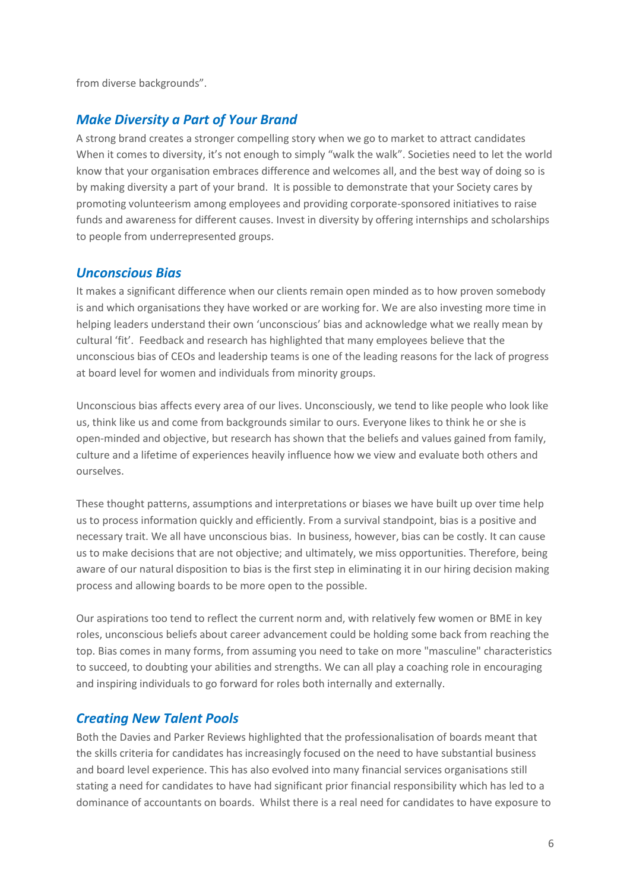from diverse backgrounds".

## *Make Diversity a Part of Your Brand*

A strong brand creates a stronger compelling story when we go to market to attract candidates When it comes to diversity, it's not enough to simply "walk the walk". Societies need to let the world know that your organisation embraces difference and welcomes all, and the best way of doing so is by making diversity a part of your brand. It is possible to demonstrate that your Society cares by promoting volunteerism among employees and providing corporate-sponsored initiatives to raise funds and awareness for different causes. Invest in diversity by offering internships and scholarships to people from underrepresented groups.

## *Unconscious Bias*

It makes a significant difference when our clients remain open minded as to how proven somebody is and which organisations they have worked or are working for. We are also investing more time in helping leaders understand their own 'unconscious' bias and acknowledge what we really mean by cultural 'fit'. Feedback and research has highlighted that many employees believe that the unconscious bias of CEOs and leadership teams is one of the leading reasons for the lack of progress at board level for women and individuals from minority groups.

Unconscious bias affects every area of our lives. Unconsciously, we tend to like people who look like us, think like us and come from backgrounds similar to ours. Everyone likes to think he or she is open-minded and objective, but research has shown that the beliefs and values gained from family, culture and a lifetime of experiences heavily influence how we view and evaluate both others and ourselves.

These thought patterns, assumptions and interpretations or biases we have built up over time help us to process information quickly and efficiently. From a survival standpoint, bias is a positive and necessary trait. We all have unconscious bias. In business, however, bias can be costly. It can cause us to make decisions that are not objective; and ultimately, we miss opportunities. Therefore, being aware of our natural disposition to bias is the first step in eliminating it in our hiring decision making process and allowing boards to be more open to the possible.

Our aspirations too tend to reflect the current norm and, with relatively few women or BME in key roles, unconscious beliefs about career advancement could be holding some back from reaching the top. Bias comes in many forms, from assuming you need to take on more "masculine" characteristics to succeed, to doubting your abilities and strengths. We can all play a coaching role in encouraging and inspiring individuals to go forward for roles both internally and externally.

## *Creating New Talent Pools*

Both the Davies and Parker Reviews highlighted that the professionalisation of boards meant that the skills criteria for candidates has increasingly focused on the need to have substantial business and board level experience. This has also evolved into many financial services organisations still stating a need for candidates to have had significant prior financial responsibility which has led to a dominance of accountants on boards. Whilst there is a real need for candidates to have exposure to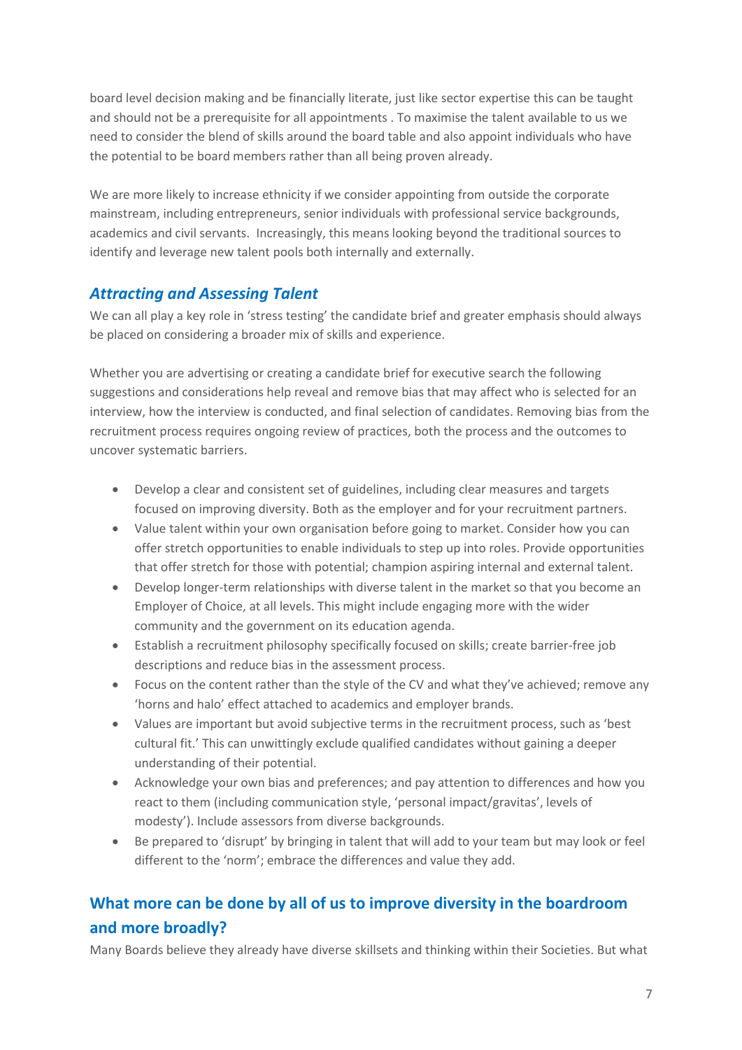board level decision making and be financially literate, just like sector expertise this can be taught and should not be a prerequisite for all appointments . To maximise the talent available to us we need to consider the blend of skills around the board table and also appoint individuals who have the potential to be board members rather than all being proven already.

We are more likely to increase ethnicity if we consider appointing from outside the corporate mainstream, including entrepreneurs, senior individuals with professional service backgrounds, academics and civil servants. Increasingly, this means looking beyond the traditional sources to identify and leverage new talent pools both internally and externally.

## *Attracting and Assessing Talent*

We can all play a key role in 'stress testing' the candidate brief and greater emphasis should always be placed on considering a broader mix of skills and experience.

Whether you are advertising or creating a candidate brief for executive search the following suggestions and considerations help reveal and remove bias that may affect who is selected for an interview, how the interview is conducted, and final selection of candidates. Removing bias from the recruitment process requires ongoing review of practices, both the process and the outcomes to uncover systematic barriers.

- Develop a clear and consistent set of guidelines, including clear measures and targets focused on improving diversity. Both as the employer and for your recruitment partners.
- Value talent within your own organisation before going to market. Consider how you can offer stretch opportunities to enable individuals to step up into roles. Provide opportunities that offer stretch for those with potential; champion aspiring internal and external talent.
- Develop longer-term relationships with diverse talent in the market so that you become an Employer of Choice, at all levels. This might include engaging more with the wider community and the government on its education agenda.
- Establish a recruitment philosophy specifically focused on skills; create barrier-free job descriptions and reduce bias in the assessment process.
- Focus on the content rather than the style of the CV and what they've achieved; remove any 'horns and halo' effect attached to academics and employer brands.
- Values are important but avoid subjective terms in the recruitment process, such as 'best cultural fit.' This can unwittingly exclude qualified candidates without gaining a deeper understanding of their potential.
- Acknowledge your own bias and preferences; and pay attention to differences and how you react to them (including communication style, 'personal impact/gravitas', levels of modesty'). Include assessors from diverse backgrounds.
- Be prepared to 'disrupt' by bringing in talent that will add to your team but may look or feel different to the 'norm'; embrace the differences and value they add.

## What more can be done by all of us to improve diversity in the boardroom and more broadly?

Many Boards believe they already have diverse skillsets and thinking within their Societies. But what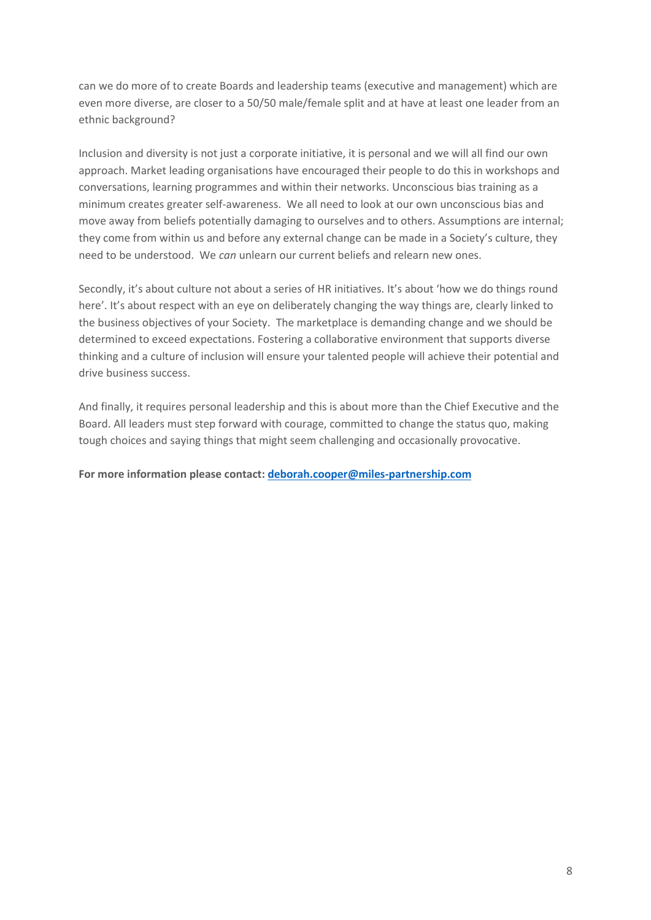can we do more of to create Boards and leadership teams (executive and management) which are even more diverse, are closer to a 50/50 male/female split and at have at least one leader from an ethnic background?

Inclusion and diversity is not just a corporate initiative, it is personal and we will all find our own approach. Market leading organisations have encouraged their people to do this in workshops and conversations, learning programmes and within their networks. Unconscious bias training as a minimum creates greater self-awareness. We all need to look at our own unconscious bias and move away from beliefs potentially damaging to ourselves and to others. Assumptions are internal; they come from within us and before any external change can be made in a Society's culture, they need to be understood. We *can* unlearn our current beliefs and relearn new ones.

Secondly, it's about culture not about a series of HR initiatives. It's about 'how we do things round here'. It's about respect with an eye on deliberately changing the way things are, clearly linked to the business objectives of your Society. The marketplace is demanding change and we should be determined to exceed expectations. Fostering a collaborative environment that supports diverse thinking and a culture of inclusion will ensure your talented people will achieve their potential and drive business success.

And finally, it requires personal leadership and this is about more than the Chief Executive and the Board. All leaders must step forward with courage, committed to change the status quo, making tough choices and saying things that might seem challenging and occasionally provocative.

**For more information please contact: deborah.cooper@miles-partnership.com**